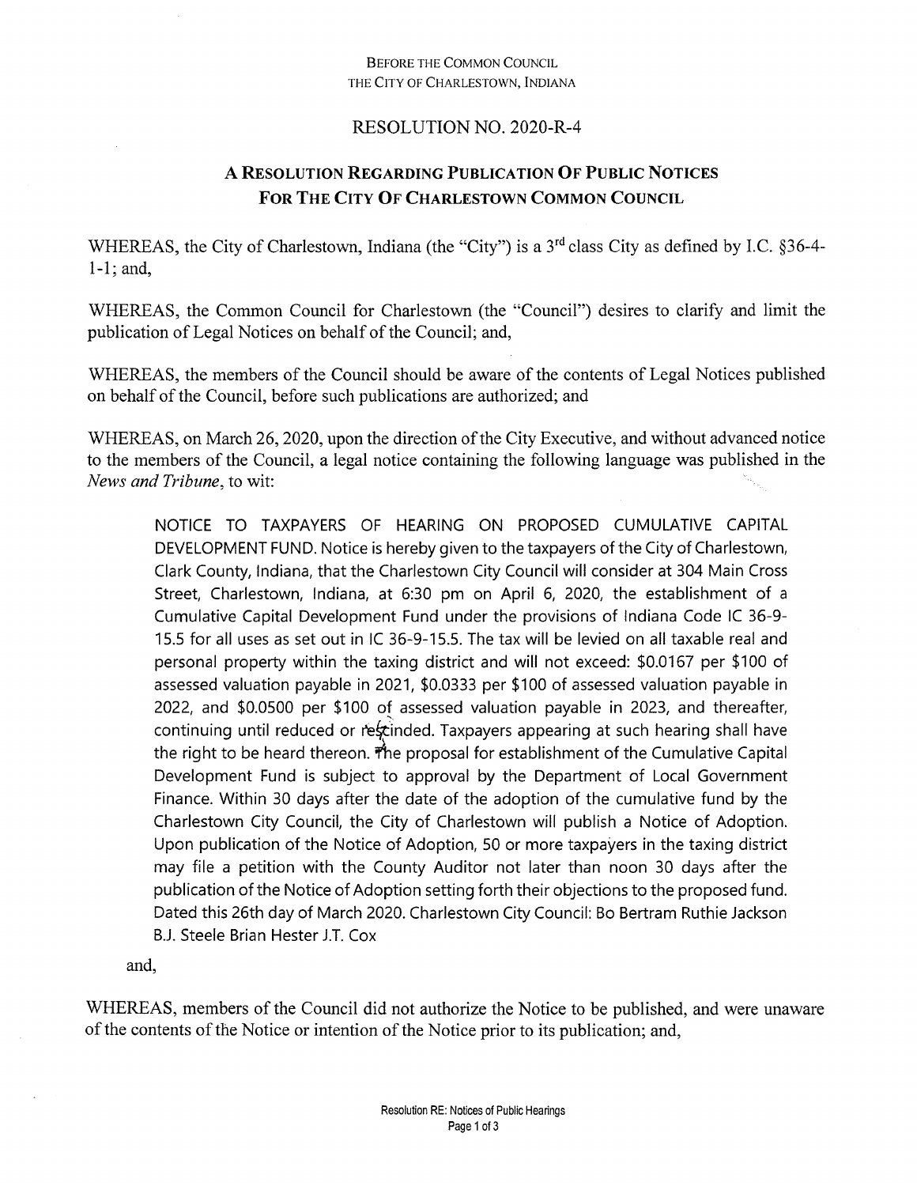BEFORE THE COMMON COUNCIL
THE CITY OF CHARLESTOWN, INDIANA

RESOLUTION NO. 2020-R-4

## A RESOLUTION REGARDING PUBLICATION OF PUBLIC NOTICES FOR THE CITY OF CHARLESTOWN COMMON COUNCIL

WHEREAS, the City of Charlestown, Indiana (the "City") is a 3rd class City as defined by I.C. §36-4-1-1; and,

WHEREAS, the Common Council for Charlestown (the "Council") desires to clarify and limit the publication of Legal Notices on behalf of the Council; and,

WHEREAS, the members of the Council should be aware of the contents of Legal Notices published on behalf of the Council, before such publications are authorized; and

WHEREAS, on March 26, 2020, upon the direction of the City Executive, and without advanced notice to the members of the Council, a legal notice containing the following language was published in the *News and Tribune*, to wit:

> NOTICE TO TAXPAYERS OF HEARING ON PROPOSED CUMULATIVE CAPITAL DEVELOPMENT FUND. Notice is hereby given to the taxpayers of the City of Charlestown, Clark County, Indiana, that the Charlestown City Council will consider at 304 Main Cross Street, Charlestown, Indiana, at 6:30 pm on April 6, 2020, the establishment of a Cumulative Capital Development Fund under the provisions of Indiana Code IC 36-9-15.5 for all uses as set out in IC 36-9-15.5. The tax will be levied on all taxable real and personal property within the taxing district and will not exceed: $0.0167 per $100 of assessed valuation payable in 2021, $0.0333 per $100 of assessed valuation payable in 2022, and $0.0500 per $100 of assessed valuation payable in 2023, and thereafter, continuing until reduced or rescinded. Taxpayers appearing at such hearing shall have the right to be heard thereon. The proposal for establishment of the Cumulative Capital Development Fund is subject to approval by the Department of Local Government Finance. Within 30 days after the date of the adoption of the cumulative fund by the Charlestown City Council, the City of Charlestown will publish a Notice of Adoption. Upon publication of the Notice of Adoption, 50 or more taxpayers in the taxing district may file a petition with the County Auditor not later than noon 30 days after the publication of the Notice of Adoption setting forth their objections to the proposed fund. Dated this 26th day of March 2020. Charlestown City Council: Bo Bertram Ruthie Jackson B.J. Steele Brian Hester J.T. Cox

and,

WHEREAS, members of the Council did not authorize the Notice to be published, and were unaware of the contents of the Notice or intention of the Notice prior to its publication; and,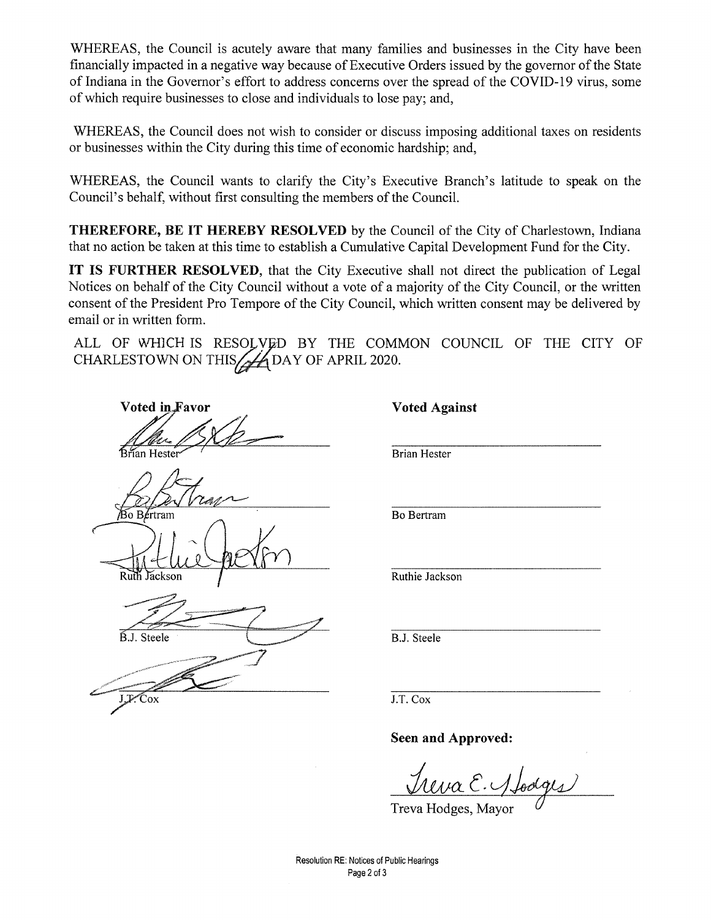WHEREAS, the Council is acutely aware that many families and businesses in the City have been financially impacted in a negative way because of Executive Orders issued by the governor of the State of Indiana in the Governor's effort to address concerns over the spread of the COVID-19 virus, some of which require businesses to close and individuals to lose pay; and,

WHEREAS, the Council does not wish to consider or discuss imposing additional taxes on residents or businesses within the City during this time of economic hardship; and,

WHEREAS, the Council wants to clarify the City's Executive Branch's latitude to speak on the Council's behalf, without first consulting the members of the Council.

**THEREFORE, BE IT HEREBY RESOLVED** by the Council of the City of Charlestown, Indiana that no action be taken at this time to establish a Cumulative Capital Development Fund for the City.

**IT IS FURTHER RESOLVED**, that the City Executive shall not direct the publication of Legal Notices on behalf of the City Council without a vote of a majority of the City Council, or the written consent of the President Pro Tempore of the City Council, which written consent may be delivered by email or in written form.

ALL OF WHICH IS RESOLVED BY THE COMMON COUNCIL OF THE CITY OF CHARLESTOWN ON THIS 14 DAY OF APRIL 2020.

| **Voted in Favor** | **Voted Against** |
|---|---|
| Brian Hester | Brian Hester |
| Bo Bertram | Bo Bertram |
| Ruth Jackson | Ruthie Jackson |
| B.J. Steele | B.J. Steele |
| J.T. Cox | J.T. Cox |

**Seen and Approved:**

Treva Hodges, Mayor

Resolution RE: Notices of Public Hearings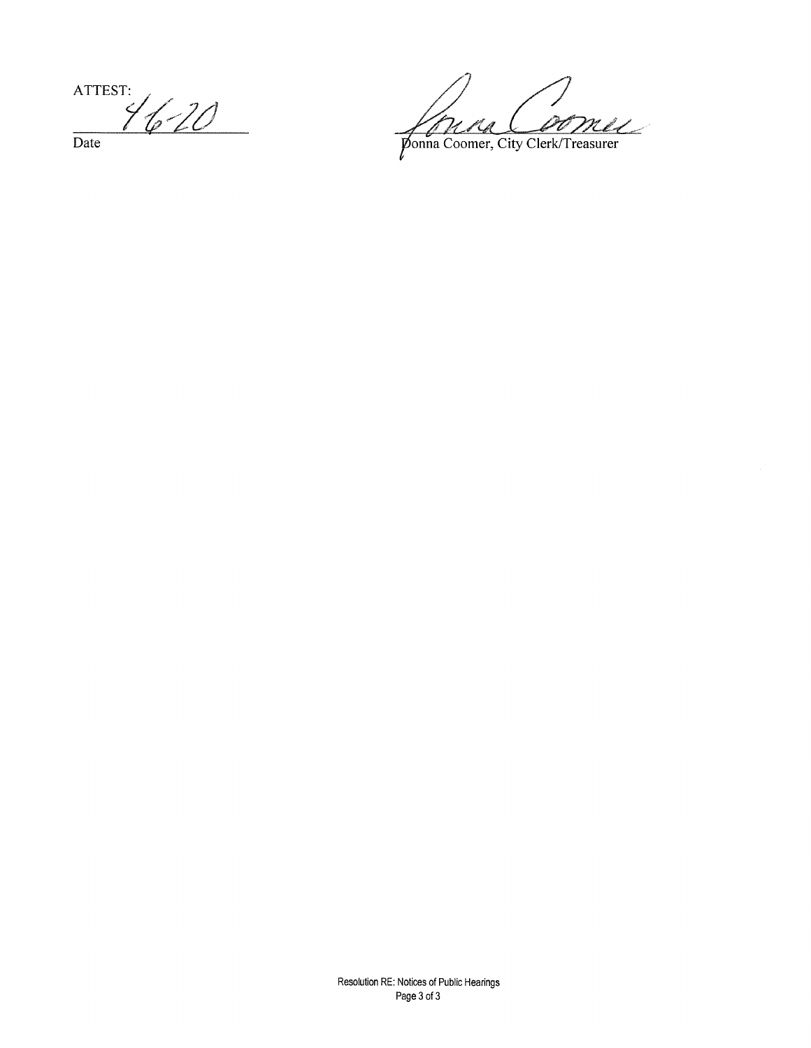ATTEST:

4-6-20
Date

Donna Coomer, City Clerk/Treasurer

Resolution RE: Notices of Public Hearings